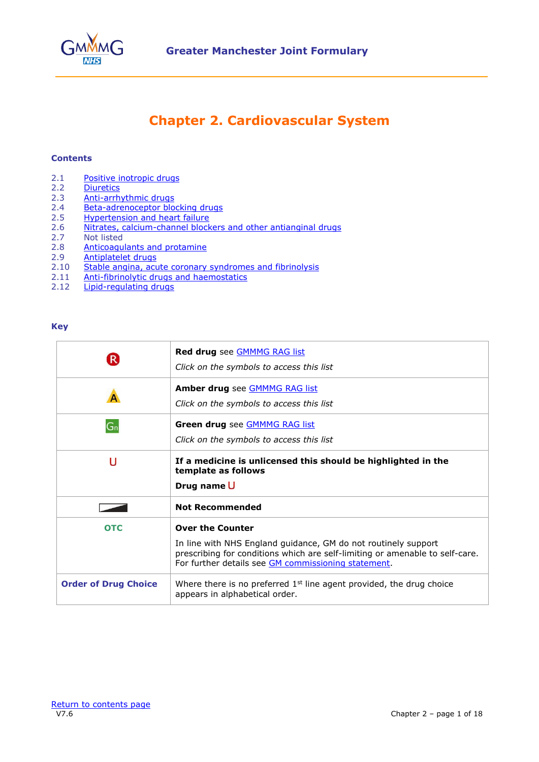Greater Manchester Joint Formulary

# Chapter 2. Cardiovascular System

## Contents

2.1 Positive inotropic drugs
2.2 Diuretics
2.3 Anti-arrhythmic drugs
2.4 Beta-adrenoceptor blocking drugs
2.5 Hypertension and heart failure
2.6 Nitrates, calcium-channel blockers and other antianginal drugs
2.7 Not listed
2.8 Anticoagulants and protamine
2.9 Antiplatelet drugs
2.10 Stable angina, acute coronary syndromes and fibrinolysis
2.11 Anti-fibrinolytic drugs and haemostatics
2.12 Lipid-regulating drugs

## Key

| | |
|---|---|
| R | **Red drug** see GMMMG RAG list<br>*Click on the symbols to access this list* |
| A | **Amber drug** see GMMMG RAG list<br>*Click on the symbols to access this list* |
| Gn | **Green drug** see GMMMG RAG list<br>*Click on the symbols to access this list* |
| U | **If a medicine is unlicensed this should be highlighted in the template as follows**<br>**Drug name** U |
| | **Not Recommended** |
| OTC | **Over the Counter**<br>In line with NHS England guidance, GM do not routinely support prescribing for conditions which are self-limiting or amenable to self-care. For further details see GM commissioning statement. |
| **Order of Drug Choice** | Where there is no preferred 1st line agent provided, the drug choice appears in alphabetical order. |

Return to contents page
V7.6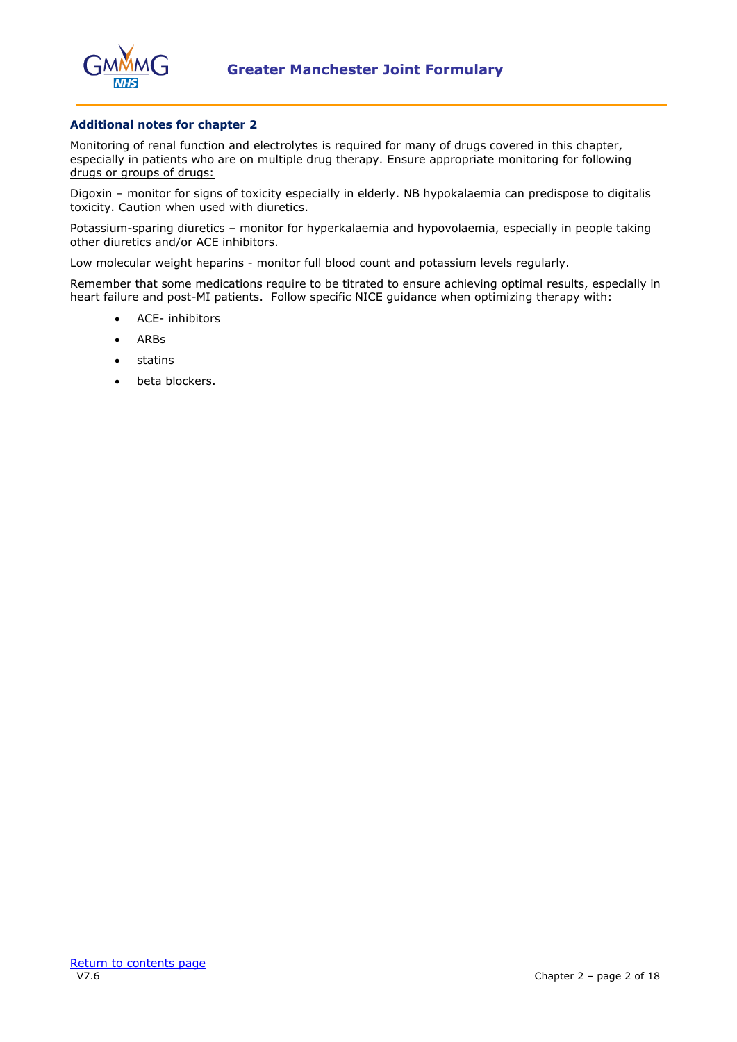### Additional notes for chapter 2

Monitoring of renal function and electrolytes is required for many of drugs covered in this chapter, especially in patients who are on multiple drug therapy. Ensure appropriate monitoring for following drugs or groups of drugs:

Digoxin – monitor for signs of toxicity especially in elderly. NB hypokalaemia can predispose to digitalis toxicity. Caution when used with diuretics.

Potassium-sparing diuretics – monitor for hyperkalaemia and hypovolaemia, especially in people taking other diuretics and/or ACE inhibitors.

Low molecular weight heparins - monitor full blood count and potassium levels regularly.

Remember that some medications require to be titrated to ensure achieving optimal results, especially in heart failure and post-MI patients. Follow specific NICE guidance when optimizing therapy with:

- ACE- inhibitors
- ARBs
- statins
- beta blockers.

Return to contents page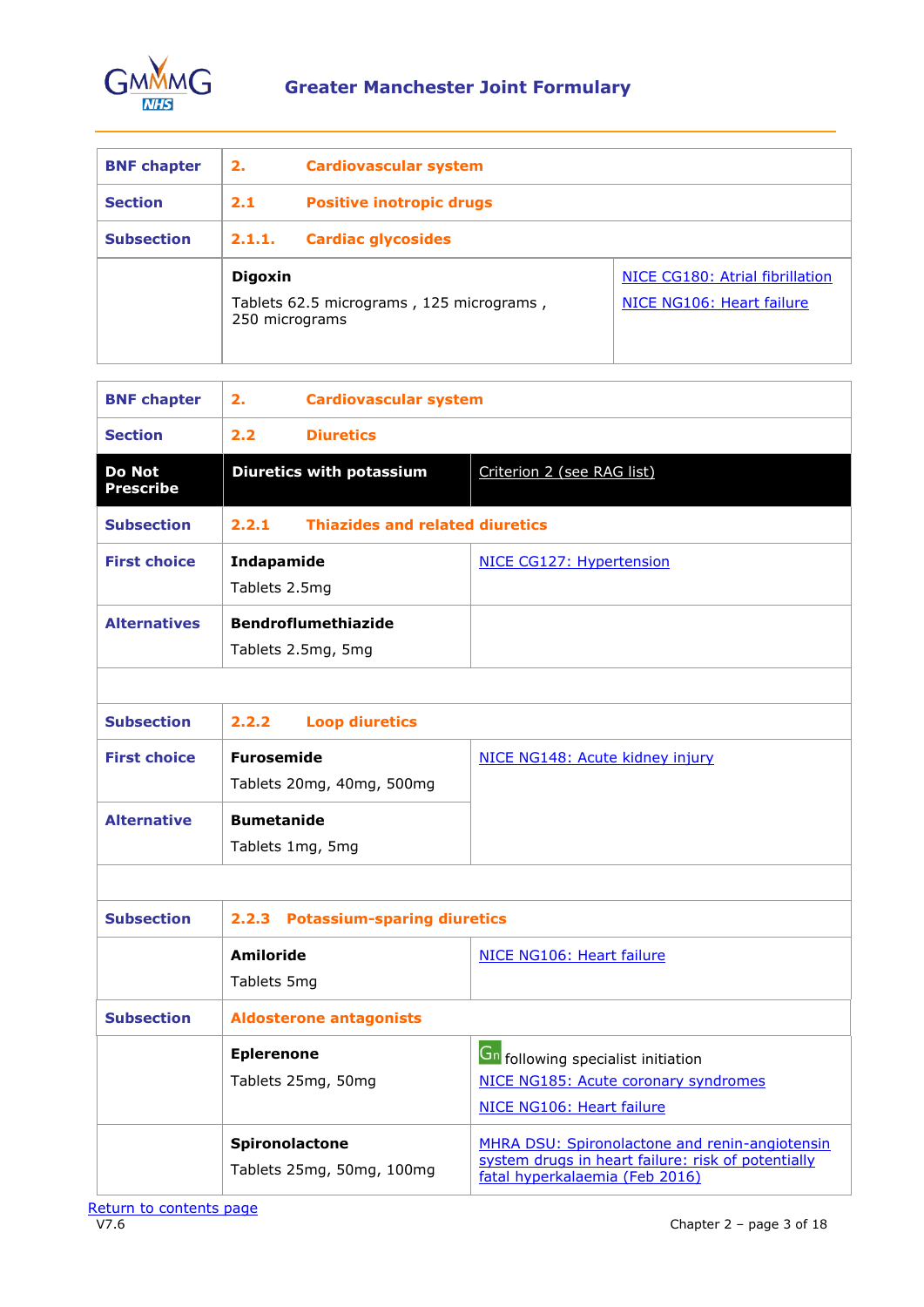| BNF chapter | 2. Cardiovascular system | |
|---|---|---|
| Section | 2.1 Positive inotropic drugs | |
| Subsection | 2.1.1. Cardiac glycosides | |
| | **Digoxin**<br>Tablets 62.5 micrograms , 125 micrograms , 250 micrograms | NICE CG180: Atrial fibrillation<br>NICE NG106: Heart failure |

| BNF chapter | 2. Cardiovascular system | |
|---|---|---|
| Section | 2.2 Diuretics | |
| **Do Not Prescribe** | **Diuretics with potassium** | Criterion 2 (see RAG list) |
| Subsection | 2.2.1 Thiazides and related diuretics | |
| First choice | **Indapamide**<br>Tablets 2.5mg | NICE CG127: Hypertension |
| Alternatives | **Bendroflumethiazide**<br>Tablets 2.5mg, 5mg | |
| | | |
| Subsection | 2.2.2 Loop diuretics | |
| First choice | **Furosemide**<br>Tablets 20mg, 40mg, 500mg | NICE NG148: Acute kidney injury |
| Alternative | **Bumetanide**<br>Tablets 1mg, 5mg | |
| | | |
| Subsection | 2.2.3 Potassium-sparing diuretics | |
| | **Amiloride**<br>Tablets 5mg | NICE NG106: Heart failure |
| Subsection | Aldosterone antagonists | |
| | **Eplerenone**<br>Tablets 25mg, 50mg | Gn following specialist initiation<br>NICE NG185: Acute coronary syndromes<br>NICE NG106: Heart failure |
| | **Spironolactone**<br>Tablets 25mg, 50mg, 100mg | MHRA DSU: Spironolactone and renin-angiotensin system drugs in heart failure: risk of potentially fatal hyperkalaemia (Feb 2016) |

Return to contents page

V7.6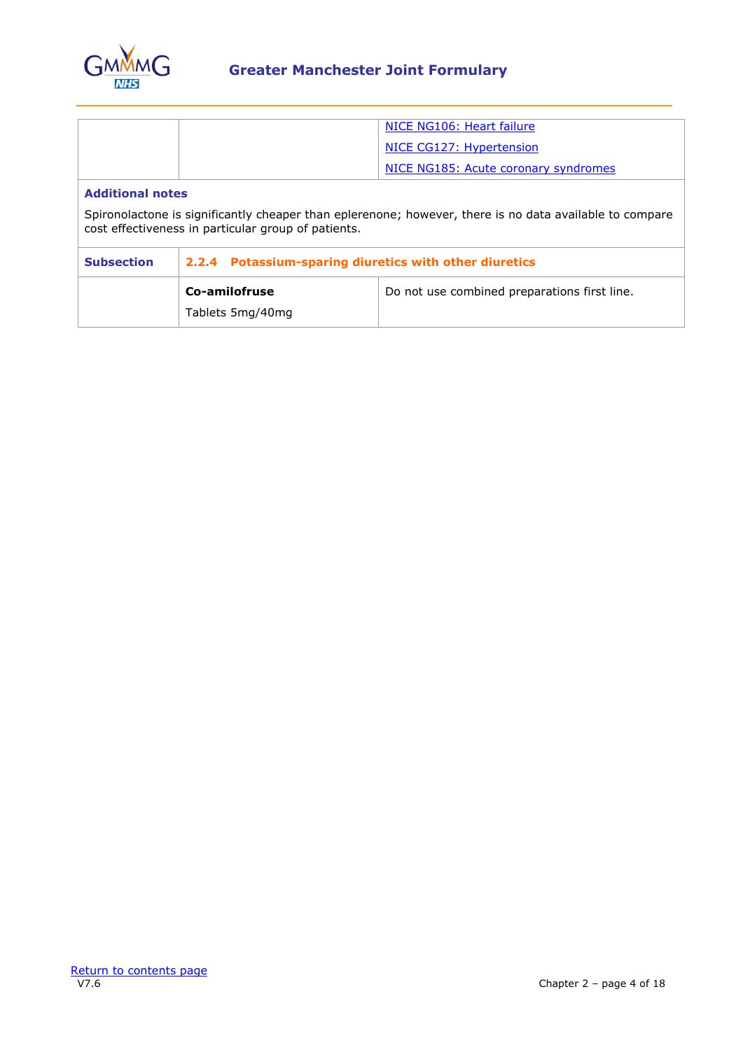| | | |
|---|---|---|
| | | NICE NG106: Heart failure<br>NICE CG127: Hypertension<br>NICE NG185: Acute coronary syndromes |

**Additional notes**

Spironolactone is significantly cheaper than eplerenone; however, there is no data available to compare cost effectiveness in particular group of patients.

| **Subsection** | **2.2.4 Potassium-sparing diuretics with other diuretics** | |
|---|---|---|
| | **Co-amilofruse**<br>Tablets 5mg/40mg | Do not use combined preparations first line. |

Return to contents page
V7.6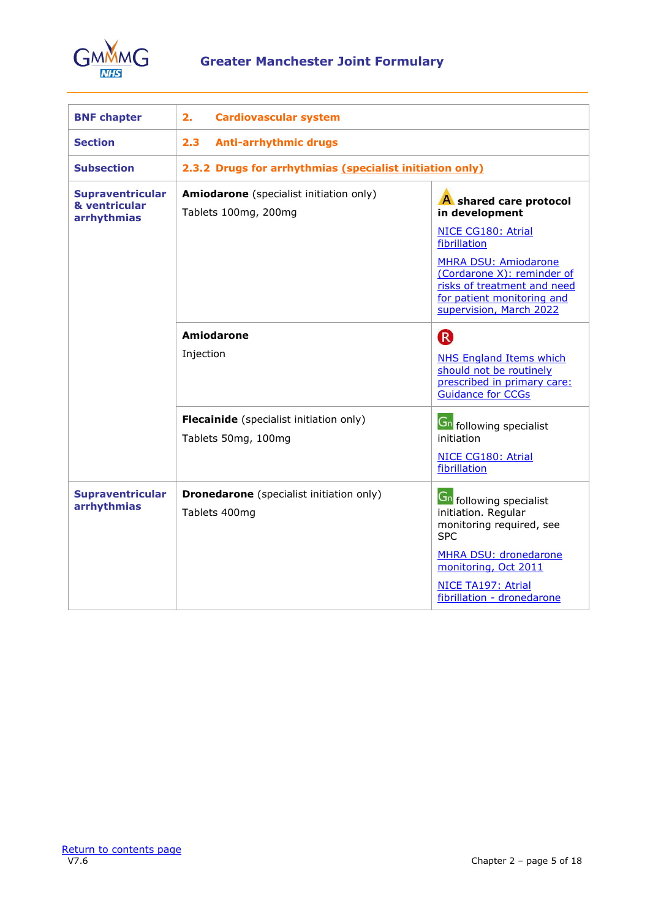| BNF chapter | 2. Cardiovascular system | |
|---|---|---|
| Section | 2.3 Anti-arrhythmic drugs | |
| Subsection | 2.3.2 Drugs for arrhythmias (specialist initiation only) | |
| Supraventricular & ventricular arrhythmias | **Amiodarone** (specialist initiation only)<br>Tablets 100mg, 200mg | A **shared care protocol in development**<br>NICE CG180: Atrial fibrillation<br>MHRA DSU: Amiodarone (Cordarone X): reminder of risks of treatment and need for patient monitoring and supervision, March 2022 |
| | **Amiodarone**<br>Injection | R<br>NHS England Items which should not be routinely prescribed in primary care: Guidance for CCGs |
| | **Flecainide** (specialist initiation only)<br>Tablets 50mg, 100mg | Gn following specialist initiation<br>NICE CG180: Atrial fibrillation |
| Supraventricular arrhythmias | **Dronedarone** (specialist initiation only)<br>Tablets 400mg | Gn following specialist initiation. Regular monitoring required, see SPC<br>MHRA DSU: dronedarone monitoring, Oct 2011<br>NICE TA197: Atrial fibrillation - dronedarone |

Return to contents page
V7.6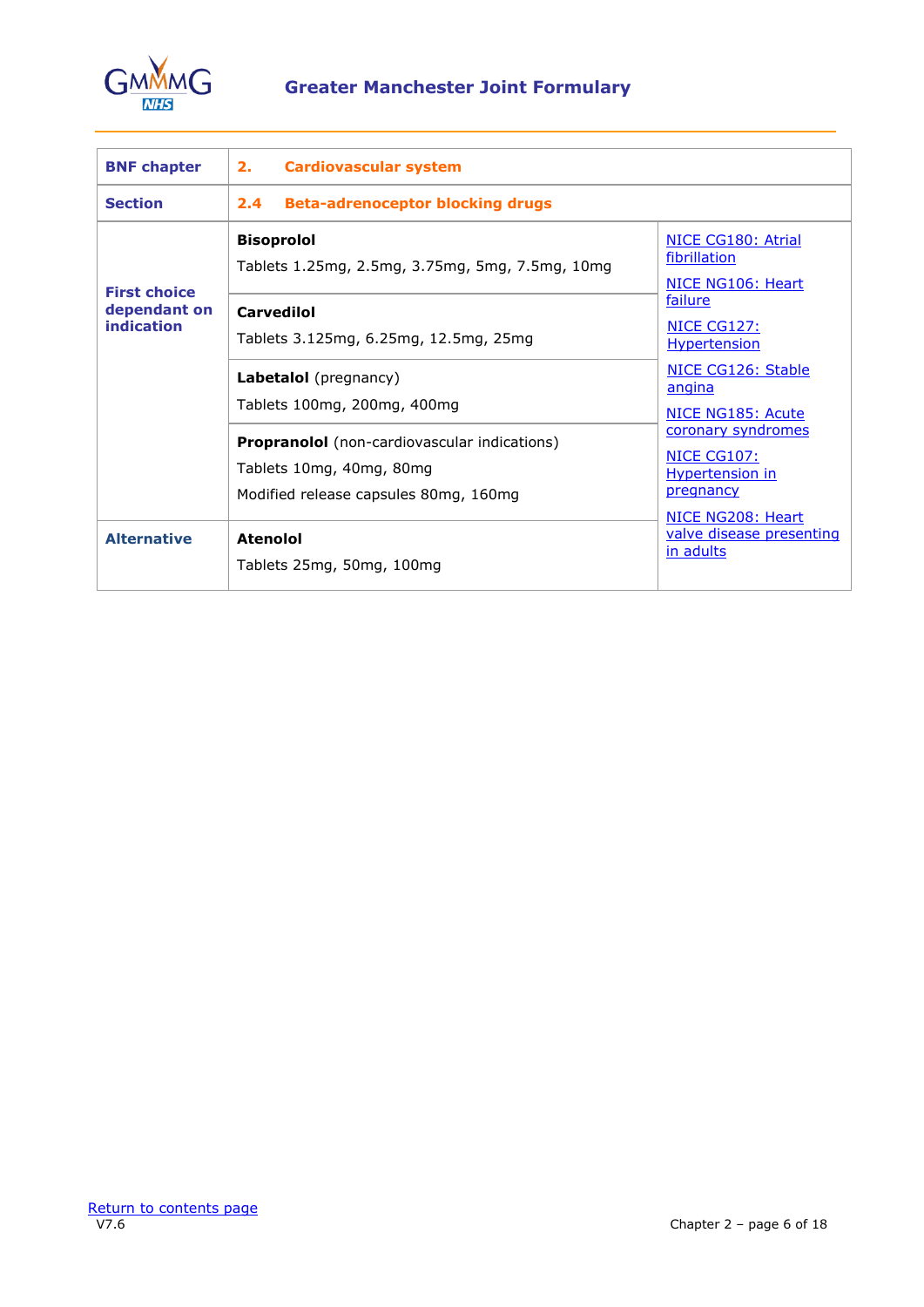| BNF chapter | 2. Cardiovascular system | |
|---|---|---|
| **Section** | **2.4 Beta-adrenoceptor blocking drugs** | |
| **First choice dependant on indication** | **Bisoprolol**<br>Tablets 1.25mg, 2.5mg, 3.75mg, 5mg, 7.5mg, 10mg | NICE CG180: Atrial fibrillation<br>NICE NG106: Heart failure<br>NICE CG127: Hypertension<br>NICE CG126: Stable angina<br>NICE NG185: Acute coronary syndromes<br>NICE CG107: Hypertension in pregnancy<br>NICE NG208: Heart valve disease presenting in adults |
| | **Carvedilol**<br>Tablets 3.125mg, 6.25mg, 12.5mg, 25mg | |
| | **Labetalol** (pregnancy)<br>Tablets 100mg, 200mg, 400mg | |
| | **Propranolol** (non-cardiovascular indications)<br>Tablets 10mg, 40mg, 80mg<br>Modified release capsules 80mg, 160mg | |
| **Alternative** | **Atenolol**<br>Tablets 25mg, 50mg, 100mg | |

Return to contents page

V7.6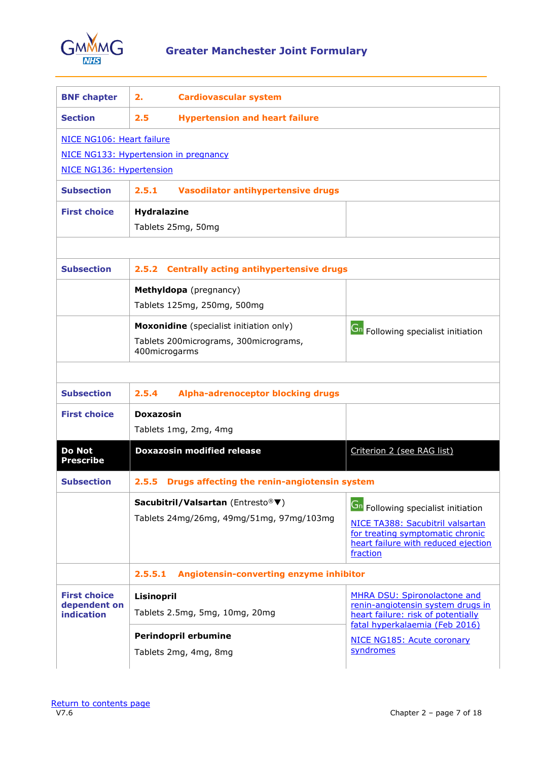| BNF chapter | 2. Cardiovascular system | |
|---|---|---|
| **Section** | **2.5 Hypertension and heart failure** | |
| NICE NG106: Heart failure<br>NICE NG133: Hypertension in pregnancy<br>NICE NG136: Hypertension | | |
| **Subsection** | **2.5.1 Vasodilator antihypertensive drugs** | |
| **First choice** | **Hydralazine**<br>Tablets 25mg, 50mg | |
| | | |
| **Subsection** | **2.5.2 Centrally acting antihypertensive drugs** | |
| | **Methyldopa** (pregnancy)<br>Tablets 125mg, 250mg, 500mg | |
| | **Moxonidine** (specialist initiation only)<br>Tablets 200micrograms, 300micrograms, 400microgarms | Gn Following specialist initiation |
| | | |
| **Subsection** | **2.5.4 Alpha-adrenoceptor blocking drugs** | |
| **First choice** | **Doxazosin**<br>Tablets 1mg, 2mg, 4mg | |
| **Do Not Prescribe** | **Doxazosin modified release** | Criterion 2 (see RAG list) |
| **Subsection** | **2.5.5 Drugs affecting the renin-angiotensin system** | |
| | **Sacubitril/Valsartan** (Entresto®▼)<br>Tablets 24mg/26mg, 49mg/51mg, 97mg/103mg | Gn Following specialist initiation<br>NICE TA388: Sacubitril valsartan for treating symptomatic chronic heart failure with reduced ejection fraction |
| | **2.5.5.1 Angiotensin-converting enzyme inhibitor** | |
| **First choice dependent on indication** | **Lisinopril**<br>Tablets 2.5mg, 5mg, 10mg, 20mg | MHRA DSU: Spironolactone and renin-angiotensin system drugs in heart failure: risk of potentially fatal hyperkalaemia (Feb 2016)<br>NICE NG185: Acute coronary syndromes |
| | **Perindopril erbumine**<br>Tablets 2mg, 4mg, 8mg | |

Return to contents page
V7.6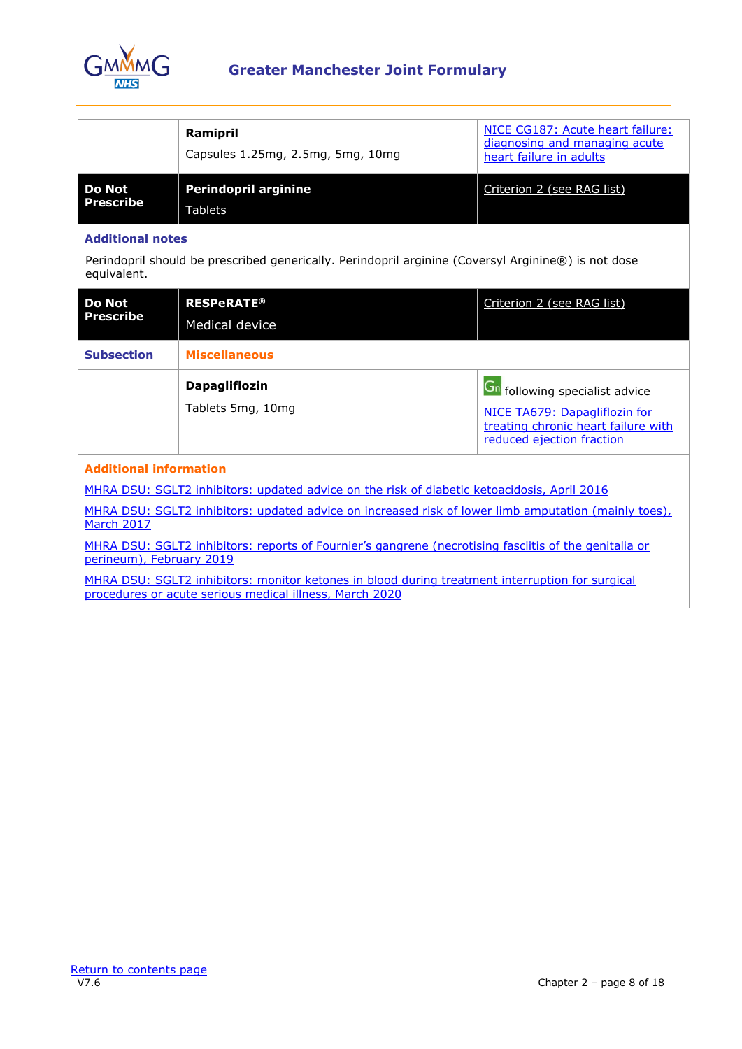| | | |
|---|---|---|
| | **Ramipril**<br>Capsules 1.25mg, 2.5mg, 5mg, 10mg | NICE CG187: Acute heart failure: diagnosing and managing acute heart failure in adults |
| **Do Not Prescribe** | **Perindopril arginine**<br>Tablets | Criterion 2 (see RAG list) |

**Additional notes**

Perindopril should be prescribed generically. Perindopril arginine (Coversyl Arginine®) is not dose equivalent.

| | | |
|---|---|---|
| **Do Not Prescribe** | **RESPeRATE®**<br>Medical device | Criterion 2 (see RAG list) |
| **Subsection** | **Miscellaneous** | |
| | **Dapagliflozin**<br>Tablets 5mg, 10mg | Gn following specialist advice<br>NICE TA679: Dapagliflozin for treating chronic heart failure with reduced ejection fraction |

**Additional information**

MHRA DSU: SGLT2 inhibitors: updated advice on the risk of diabetic ketoacidosis, April 2016

MHRA DSU: SGLT2 inhibitors: updated advice on increased risk of lower limb amputation (mainly toes), March 2017

MHRA DSU: SGLT2 inhibitors: reports of Fournier's gangrene (necrotising fasciitis of the genitalia or perineum), February 2019

MHRA DSU: SGLT2 inhibitors: monitor ketones in blood during treatment interruption for surgical procedures or acute serious medical illness, March 2020

Return to contents page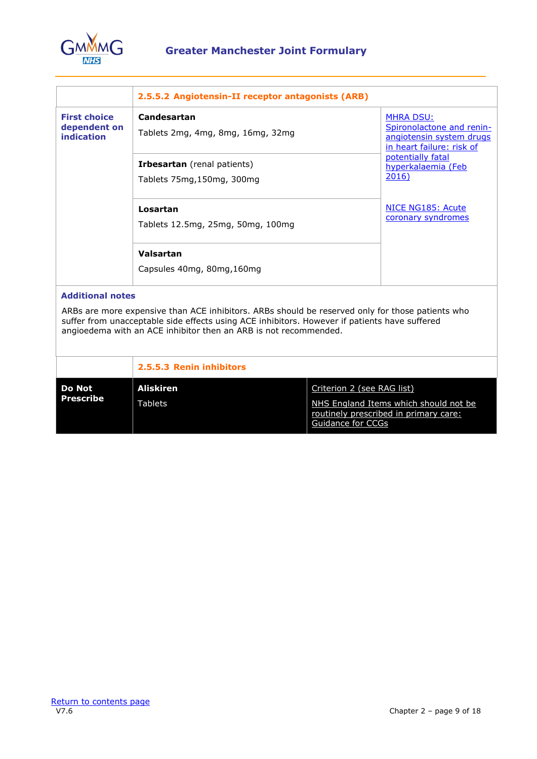| | 2.5.5.2 Angiotensin-II receptor antagonists (ARB) | |
|---|---|---|
| **First choice dependent on indication** | **Candesartan**<br>Tablets 2mg, 4mg, 8mg, 16mg, 32mg | MHRA DSU: Spironolactone and renin-angiotensin system drugs in heart failure: risk of potentially fatal hyperkalaemia (Feb 2016)<br><br>NICE NG185: Acute coronary syndromes |
| | **Irbesartan** (renal patients)<br>Tablets 75mg,150mg, 300mg | |
| | **Losartan**<br>Tablets 12.5mg, 25mg, 50mg, 100mg | |
| | **Valsartan**<br>Capsules 40mg, 80mg,160mg | |

**Additional notes**

ARBs are more expensive than ACE inhibitors. ARBs should be reserved only for those patients who suffer from unacceptable side effects using ACE inhibitors. However if patients have suffered angioedema with an ACE inhibitor then an ARB is not recommended.

| | 2.5.5.3 Renin inhibitors | |
|---|---|---|
| **Do Not Prescribe** | **Aliskiren**<br>Tablets | Criterion 2 (see RAG list)<br>NHS England Items which should not be routinely prescribed in primary care: Guidance for CCGs |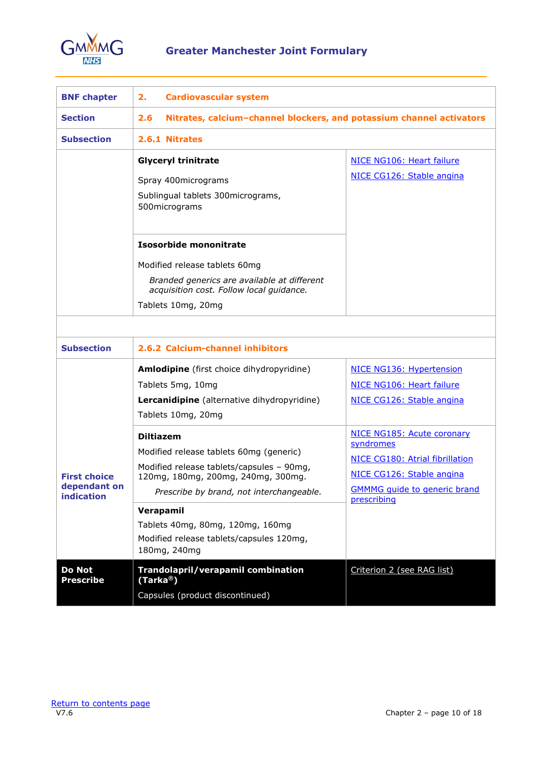| BNF chapter | 2. Cardiovascular system | |
|---|---|---|
| **Section** | **2.6 Nitrates, calcium–channel blockers, and potassium channel activators** | |
| **Subsection** | **2.6.1 Nitrates** | |
| | **Glyceryl trinitrate**<br><br>Spray 400micrograms<br><br>Sublingual tablets 300micrograms, 500micrograms | NICE NG106: Heart failure<br><br>NICE CG126: Stable angina |
| | **Isosorbide mononitrate**<br><br>Modified release tablets 60mg<br><br>*Branded generics are available at different acquisition cost. Follow local guidance.*<br><br>Tablets 10mg, 20mg | |
| | | |
| **Subsection** | **2.6.2 Calcium-channel inhibitors** | |
| | **Amlodipine** (first choice dihydropyridine)<br><br>Tablets 5mg, 10mg<br><br>**Lercanidipine** (alternative dihydropyridine)<br><br>Tablets 10mg, 20mg | NICE NG136: Hypertension<br><br>NICE NG106: Heart failure<br><br>NICE CG126: Stable angina |
| **First choice dependant on indication** | **Diltiazem**<br><br>Modified release tablets 60mg (generic)<br><br>Modified release tablets/capsules – 90mg, 120mg, 180mg, 200mg, 240mg, 300mg.<br><br>*Prescribe by brand, not interchangeable.* | NICE NG185: Acute coronary syndromes<br><br>NICE CG180: Atrial fibrillation<br><br>NICE CG126: Stable angina<br><br>GMMMG guide to generic brand prescribing |
| | **Verapamil**<br><br>Tablets 40mg, 80mg, 120mg, 160mg<br><br>Modified release tablets/capsules 120mg, 180mg, 240mg | |
| **Do Not Prescribe** | **Trandolapril/verapamil combination (Tarka®)**<br><br>Capsules (product discontinued) | Criterion 2 (see RAG list) |

Return to contents page

V7.6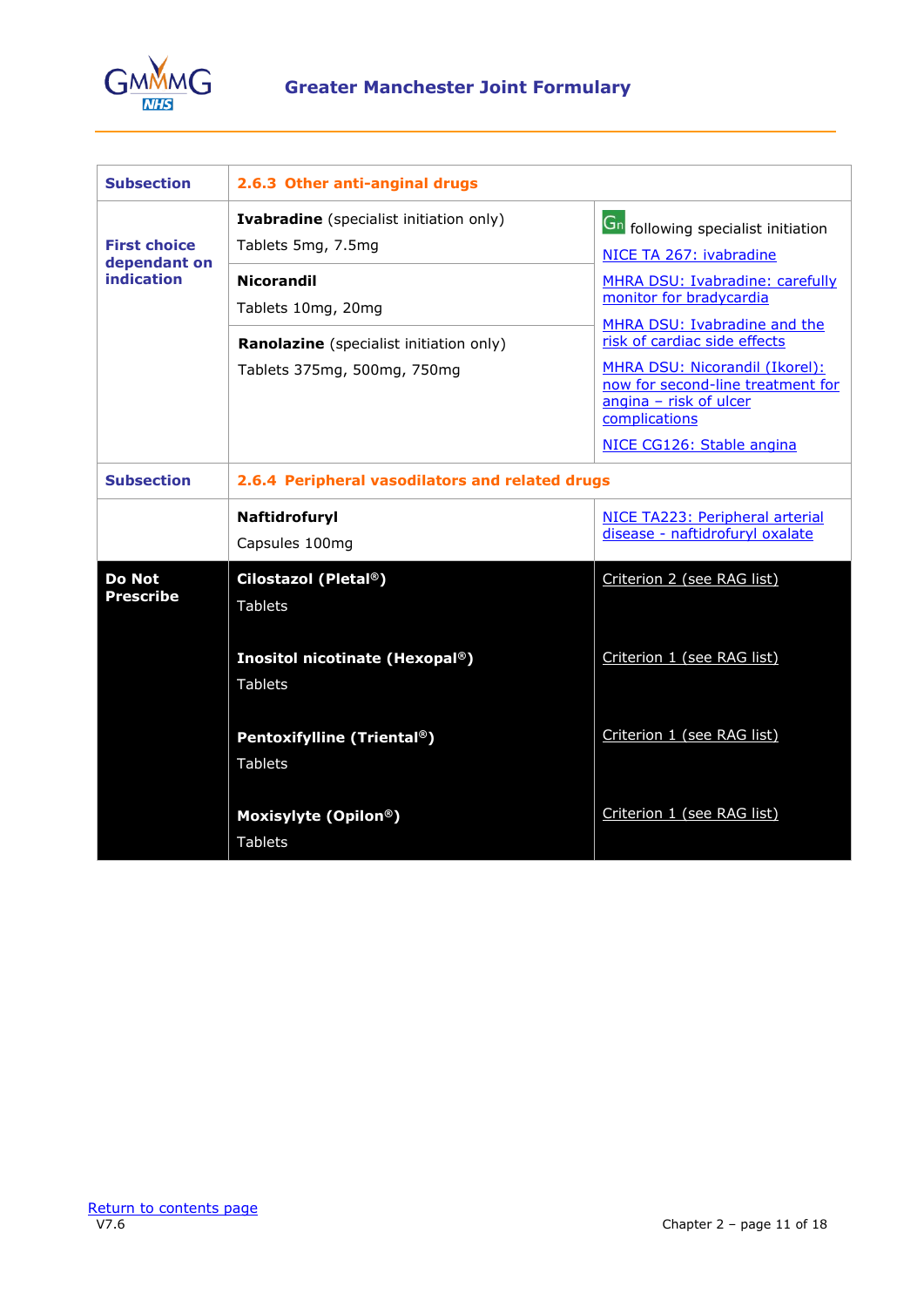| Subsection | 2.6.3 Other anti-anginal drugs | |
|---|---|---|
| First choice dependant on indication | **Ivabradine** (specialist initiation only)<br>Tablets 5mg, 7.5mg | Gn following specialist initiation<br>NICE TA 267: ivabradine<br>MHRA DSU: Ivabradine: carefully monitor for bradycardia<br>MHRA DSU: Ivabradine and the risk of cardiac side effects<br>MHRA DSU: Nicorandil (Ikorel): now for second-line treatment for angina – risk of ulcer complications<br>NICE CG126: Stable angina |
| | **Nicorandil**<br>Tablets 10mg, 20mg | |
| | **Ranolazine** (specialist initiation only)<br>Tablets 375mg, 500mg, 750mg | |
| **Subsection** | **2.6.4 Peripheral vasodilators and related drugs** | |
| | **Naftidrofuryl**<br>Capsules 100mg | NICE TA223: Peripheral arterial disease - naftidrofuryl oxalate |
| **Do Not Prescribe** | **Cilostazol (Pletal®)**<br>Tablets | Criterion 2 (see RAG list) |
| | **Inositol nicotinate (Hexopal®)**<br>Tablets | Criterion 1 (see RAG list) |
| | **Pentoxifylline (Trental®)**<br>Tablets | Criterion 1 (see RAG list) |
| | **Moxisylyte (Opilon®)**<br>Tablets | Criterion 1 (see RAG list) |

Return to contents page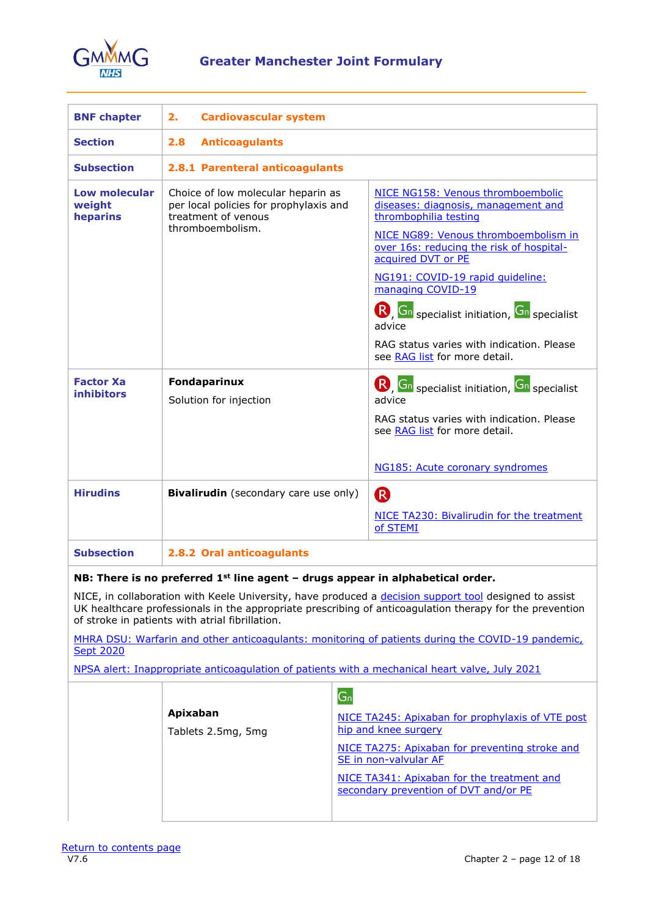| BNF chapter | 2. Cardiovascular system | |
|---|---|---|
| Section | 2.8 Anticoagulants | |
| Subsection | 2.8.1 Parenteral anticoagulants | |
| Low molecular weight heparins | Choice of low molecular heparin as per local policies for prophylaxis and treatment of venous thromboembolism. | NICE NG158: Venous thromboembolic diseases: diagnosis, management and thrombophilia testing<br>NICE NG89: Venous thromboembolism in over 16s: reducing the risk of hospital-acquired DVT or PE<br>NG191: COVID-19 rapid guideline: managing COVID-19<br>R, Gn specialist initiation, Gn specialist advice<br>RAG status varies with indication. Please see RAG list for more detail. |
| Factor Xa inhibitors | **Fondaparinux**<br>Solution for injection | R, Gn specialist initiation, Gn specialist advice<br>RAG status varies with indication. Please see RAG list for more detail.<br>NG185: Acute coronary syndromes |
| Hirudins | **Bivalirudin** (secondary care use only) | R<br>NICE TA230: Bivalirudin for the treatment of STEMI |
| Subsection | 2.8.2 Oral anticoagulants | |

**NB: There is no preferred 1st line agent – drugs appear in alphabetical order.**

NICE, in collaboration with Keele University, have produced a decision support tool designed to assist UK healthcare professionals in the appropriate prescribing of anticoagulation therapy for the prevention of stroke in patients with atrial fibrillation.

MHRA DSU: Warfarin and other anticoagulants: monitoring of patients during the COVID-19 pandemic, Sept 2020

NPSA alert: Inappropriate anticoagulation of patients with a mechanical heart valve, July 2021

| | | |
|---|---|---|
| | **Apixaban**<br>Tablets 2.5mg, 5mg | Gn<br>NICE TA245: Apixaban for prophylaxis of VTE post hip and knee surgery<br>NICE TA275: Apixaban for preventing stroke and SE in non-valvular AF<br>NICE TA341: Apixaban for the treatment and secondary prevention of DVT and/or PE |

Return to contents page
V7.6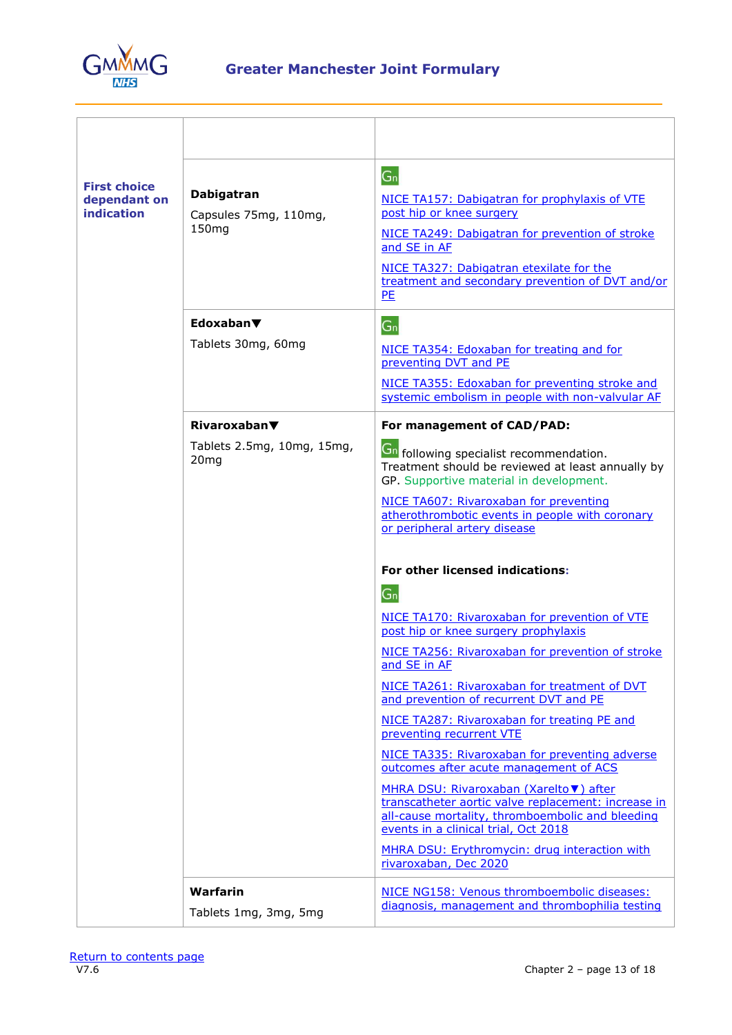|  |  |  |
|---|---|---|
| **First choice dependant on indication** | **Dabigatran** Capsules 75mg, 110mg, 150mg | Gn NICE TA157: Dabigatran for prophylaxis of VTE post hip or knee surgery NICE TA249: Dabigatran for prevention of stroke and SE in AF NICE TA327: Dabigatran etexilate for the treatment and secondary prevention of DVT and/or PE |
|  | **Edoxaban▼** Tablets 30mg, 60mg | Gn NICE TA354: Edoxaban for treating and for preventing DVT and PE NICE TA355: Edoxaban for preventing stroke and systemic embolism in people with non-valvular AF |
|  | **Rivaroxaban▼** Tablets 2.5mg, 10mg, 15mg, 20mg | **For management of CAD/PAD:** Gn following specialist recommendation. Treatment should be reviewed at least annually by GP. Supportive material in development. NICE TA607: Rivaroxaban for preventing atherothrombotic events in people with coronary or peripheral artery disease **For other licensed indications:** Gn NICE TA170: Rivaroxaban for prevention of VTE post hip or knee surgery prophylaxis NICE TA256: Rivaroxaban for prevention of stroke and SE in AF NICE TA261: Rivaroxaban for treatment of DVT and prevention of recurrent DVT and PE NICE TA287: Rivaroxaban for treating PE and preventing recurrent VTE NICE TA335: Rivaroxaban for preventing adverse outcomes after acute management of ACS MHRA DSU: Rivaroxaban (Xarelto▼) after transcatheter aortic valve replacement: increase in all-cause mortality, thromboembolic and bleeding events in a clinical trial, Oct 2018 MHRA DSU: Erythromycin: drug interaction with rivaroxaban, Dec 2020 |
|  | **Warfarin** Tablets 1mg, 3mg, 5mg | NICE NG158: Venous thromboembolic diseases: diagnosis, management and thrombophilia testing |

Return to contents page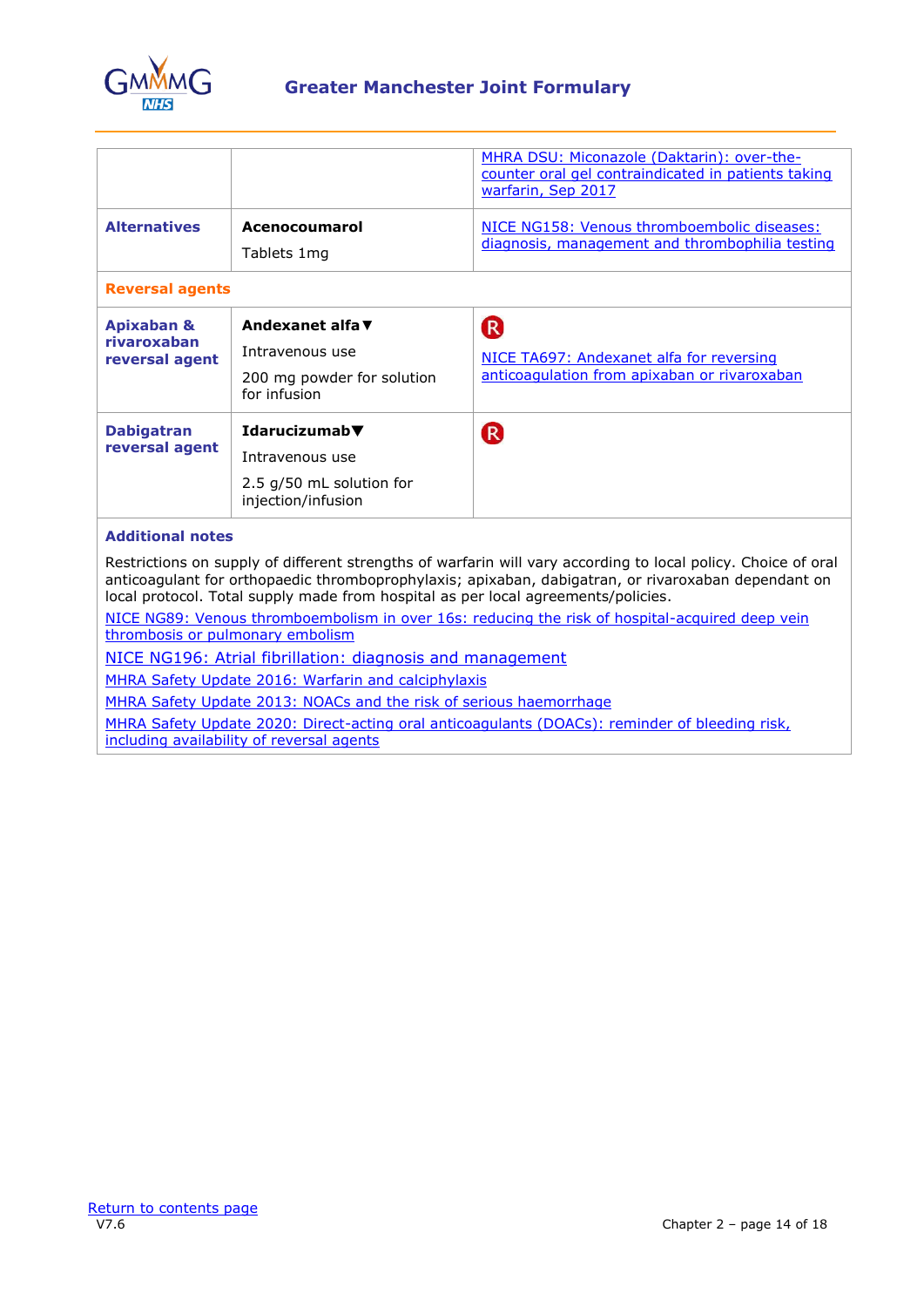|  |  |  |
|---|---|---|
|  |  | MHRA DSU: Miconazole (Daktarin): over-the-counter oral gel contraindicated in patients taking warfarin, Sep 2017 |
| **Alternatives** | **Acenocoumarol**<br>Tablets 1mg | NICE NG158: Venous thromboembolic diseases: diagnosis, management and thrombophilia testing |
| **Reversal agents** |  |  |
| **Apixaban & rivaroxaban reversal agent** | **Andexanet alfa▼**<br>Intravenous use<br>200 mg powder for solution for infusion | R<br>NICE TA697: Andexanet alfa for reversing anticoagulation from apixaban or rivaroxaban |
| **Dabigatran reversal agent** | **Idarucizumab▼**<br>Intravenous use<br>2.5 g/50 mL solution for injection/infusion | R |

### Additional notes

Restrictions on supply of different strengths of warfarin will vary according to local policy. Choice of oral anticoagulant for orthopaedic thromboprophylaxis; apixaban, dabigatran, or rivaroxaban dependant on local protocol. Total supply made from hospital as per local agreements/policies.

NICE NG89: Venous thromboembolism in over 16s: reducing the risk of hospital-acquired deep vein thrombosis or pulmonary embolism

NICE NG196: Atrial fibrillation: diagnosis and management

MHRA Safety Update 2016: Warfarin and calciphylaxis

MHRA Safety Update 2013: NOACs and the risk of serious haemorrhage

MHRA Safety Update 2020: Direct-acting oral anticoagulants (DOACs): reminder of bleeding risk, including availability of reversal agents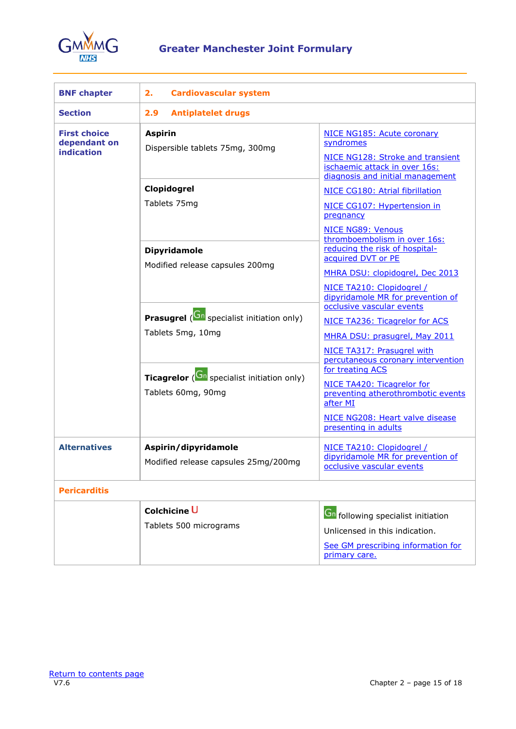# Greater Manchester Joint Formulary

| BNF chapter | 2. Cardiovascular system | |
|---|---|---|
| **Section** | **2.9 Antiplatelet drugs** | |
| **First choice dependant on indication** | **Aspirin**<br>Dispersible tablets 75mg, 300mg | NICE NG185: Acute coronary syndromes<br>NICE NG128: Stroke and transient ischaemic attack in over 16s: diagnosis and initial management<br>NICE CG180: Atrial fibrillation<br>NICE CG107: Hypertension in pregnancy<br>NICE NG89: Venous thromboembolism in over 16s: reducing the risk of hospital-acquired DVT or PE<br>MHRA DSU: clopidogrel, Dec 2013<br>NICE TA210: Clopidogrel / dipyridamole MR for prevention of occlusive vascular events<br>NICE TA236: Ticagrelor for ACS<br>MHRA DSU: prasugrel, May 2011<br>NICE TA317: Prasugrel with percutaneous coronary intervention for treating ACS<br>NICE TA420: Ticagrelor for preventing atherothrombotic events after MI<br>NICE NG208: Heart valve disease presenting in adults |
| | **Clopidogrel**<br>Tablets 75mg | |
| | **Dipyridamole**<br>Modified release capsules 200mg | |
| | **Prasugrel** (Gn specialist initiation only)<br>Tablets 5mg, 10mg | |
| | **Ticagrelor** (Gn specialist initiation only)<br>Tablets 60mg, 90mg | |
| **Alternatives** | **Aspirin/dipyridamole**<br>Modified release capsules 25mg/200mg | NICE TA210: Clopidogrel / dipyridamole MR for prevention of occlusive vascular events |
| **Pericarditis** | | |
| | **Colchicine** U<br>Tablets 500 micrograms | Gn following specialist initiation<br>Unlicensed in this indication.<br>See GM prescribing information for primary care. |

Return to contents page
V7.6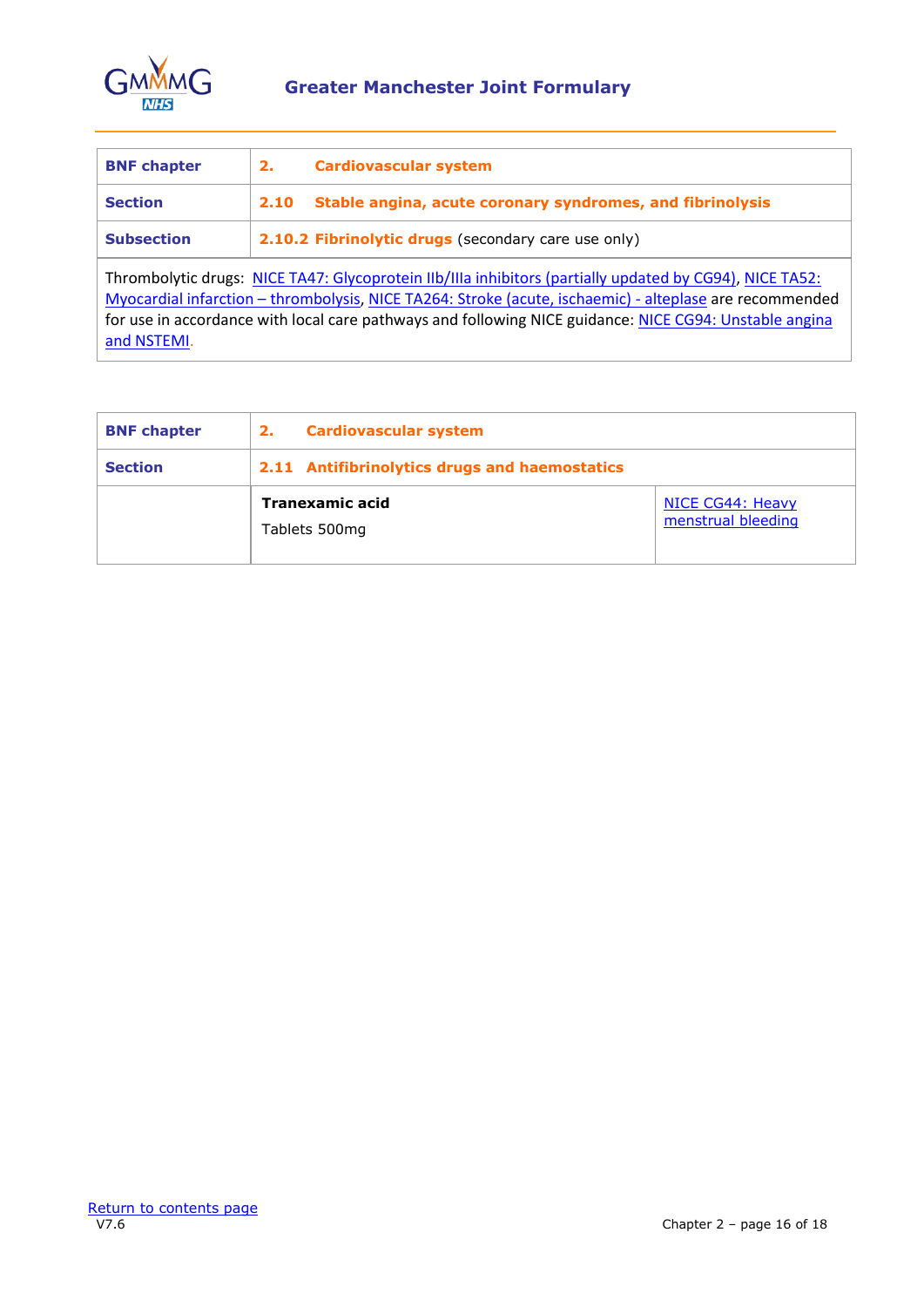| **BNF chapter** | **2. Cardiovascular system** |
|---|---|
| **Section** | **2.10 Stable angina, acute coronary syndromes, and fibrinolysis** |
| **Subsection** | **2.10.2 Fibrinolytic drugs** (secondary care use only) |

Thrombolytic drugs: NICE TA47: Glycoprotein IIb/IIIa inhibitors (partially updated by CG94), NICE TA52: Myocardial infarction – thrombolysis, NICE TA264: Stroke (acute, ischaemic) - alteplase are recommended for use in accordance with local care pathways and following NICE guidance: NICE CG94: Unstable angina and NSTEMI.

| **BNF chapter** | **2. Cardiovascular system** | |
|---|---|---|
| **Section** | **2.11 Antifibrinolytics drugs and haemostatics** | |
| | **Tranexamic acid**<br>Tablets 500mg | NICE CG44: Heavy menstrual bleeding |

Return to contents page

V7.6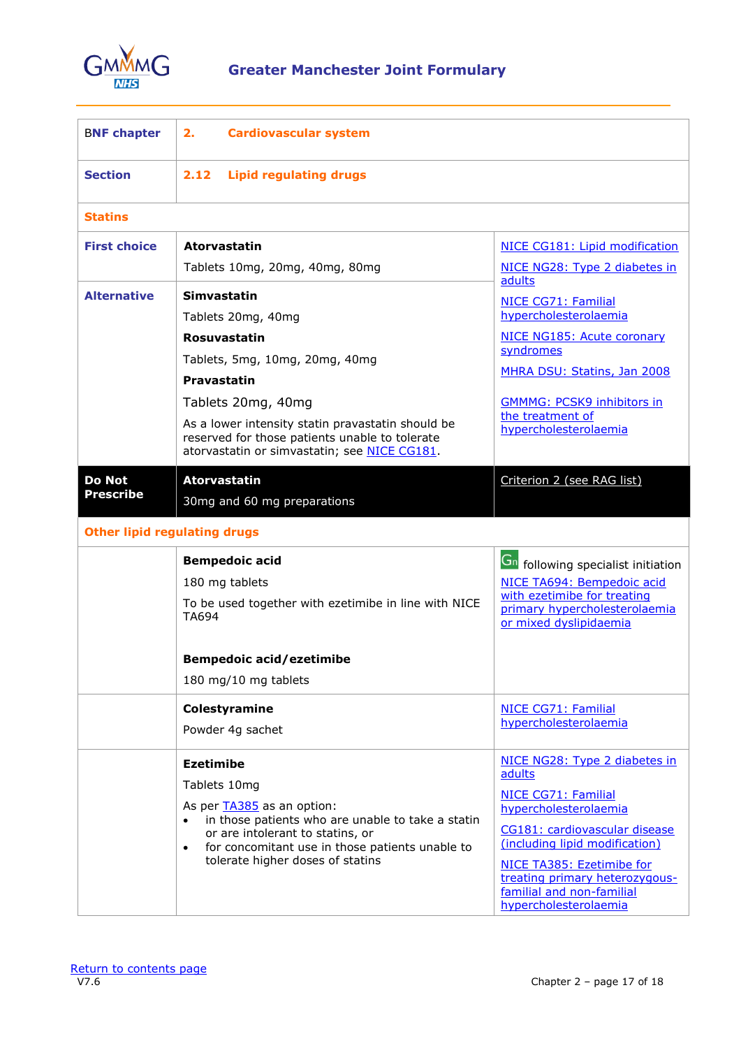| BNF chapter | 2. Cardiovascular system | |
|---|---|---|
| **Section** | **2.12 Lipid regulating drugs** | |
| **Statins** | | |
| **First choice** | **Atorvastatin**<br>Tablets 10mg, 20mg, 40mg, 80mg | NICE CG181: Lipid modification<br>NICE NG28: Type 2 diabetes in adults<br>NICE CG71: Familial hypercholesterolaemia<br>NICE NG185: Acute coronary syndromes<br>MHRA DSU: Statins, Jan 2008<br>GMMMG: PCSK9 inhibitors in the treatment of hypercholesterolaemia |
| **Alternative** | **Simvastatin**<br>Tablets 20mg, 40mg<br>**Rosuvastatin**<br>Tablets, 5mg, 10mg, 20mg, 40mg<br>**Pravastatin**<br>Tablets 20mg, 40mg<br>As a lower intensity statin pravastatin should be reserved for those patients unable to tolerate atorvastatin or simvastatin; see NICE CG181. | |
| **Do Not Prescribe** | **Atorvastatin**<br>30mg and 60 mg preparations | Criterion 2 (see RAG list) |
| **Other lipid regulating drugs** | | |
| | **Bempedoic acid**<br>180 mg tablets<br>To be used together with ezetimibe in line with NICE TA694<br><br>**Bempedoic acid/ezetimibe**<br>180 mg/10 mg tablets | Gn following specialist initiation<br>NICE TA694: Bempedoic acid with ezetimibe for treating primary hypercholesterolaemia or mixed dyslipidaemia |
| | **Colestyramine**<br>Powder 4g sachet | NICE CG71: Familial hypercholesterolaemia |
| | **Ezetimibe**<br>Tablets 10mg<br>As per TA385 as an option:<br>• in those patients who are unable to take a statin or are intolerant to statins, or<br>• for concomitant use in those patients unable to tolerate higher doses of statins | NICE NG28: Type 2 diabetes in adults<br>NICE CG71: Familial hypercholesterolaemia<br>CG181: cardiovascular disease (including lipid modification)<br>NICE TA385: Ezetimibe for treating primary heterozygous-familial and non-familial hypercholesterolaemia |

Return to contents page
V7.6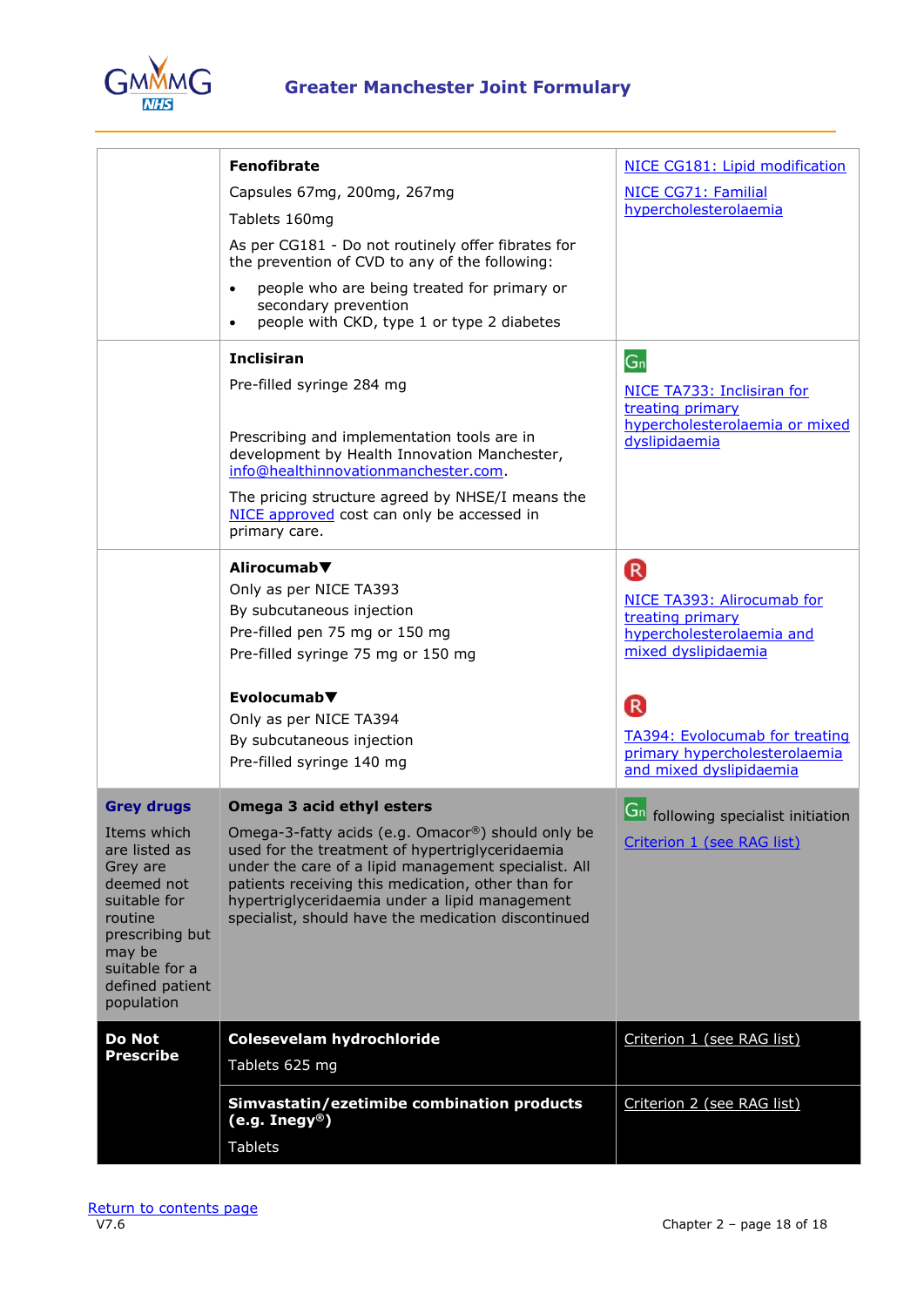| | | |
|---|---|---|
| | **Fenofibrate**<br><br>Capsules 67mg, 200mg, 267mg<br><br>Tablets 160mg<br><br>As per CG181 - Do not routinely offer fibrates for the prevention of CVD to any of the following:<br>• people who are being treated for primary or secondary prevention<br>• people with CKD, type 1 or type 2 diabetes | NICE CG181: Lipid modification<br><br>NICE CG71: Familial hypercholesterolaemia |
| | **Inclisiran**<br><br>Pre-filled syringe 284 mg<br><br>Prescribing and implementation tools are in development by Health Innovation Manchester, info@healthinnovationmanchester.com.<br><br>The pricing structure agreed by NHSE/I means the NICE approved cost can only be accessed in primary care. | Gn<br><br>NICE TA733: Inclisiran for treating primary hypercholesterolaemia or mixed dyslipidaemia |
| | **Alirocumab▼**<br>Only as per NICE TA393<br>By subcutaneous injection<br>Pre-filled pen 75 mg or 150 mg<br>Pre-filled syringe 75 mg or 150 mg<br><br>**Evolocumab▼**<br>Only as per NICE TA394<br>By subcutaneous injection<br>Pre-filled syringe 140 mg | R<br><br>NICE TA393: Alirocumab for treating primary hypercholesterolaemia and mixed dyslipidaemia<br><br>R<br><br>TA394: Evolocumab for treating primary hypercholesterolaemia and mixed dyslipidaemia |
| **Grey drugs**<br><br>Items which are listed as Grey are deemed not suitable for routine prescribing but may be suitable for a defined patient population | **Omega 3 acid ethyl esters**<br><br>Omega-3-fatty acids (e.g. Omacor®) should only be used for the treatment of hypertriglyceridaemia under the care of a lipid management specialist. All patients receiving this medication, other than for hypertriglyceridaemia under a lipid management specialist, should have the medication discontinued | Gn following specialist initiation<br><br>Criterion 1 (see RAG list) |
| **Do Not Prescribe** | **Colesevelam hydrochloride**<br><br>Tablets 625 mg | Criterion 1 (see RAG list) |
| | **Simvastatin/ezetimibe combination products (e.g. Inegy®)**<br><br>Tablets | Criterion 2 (see RAG list) |

Return to contents page
V7.6